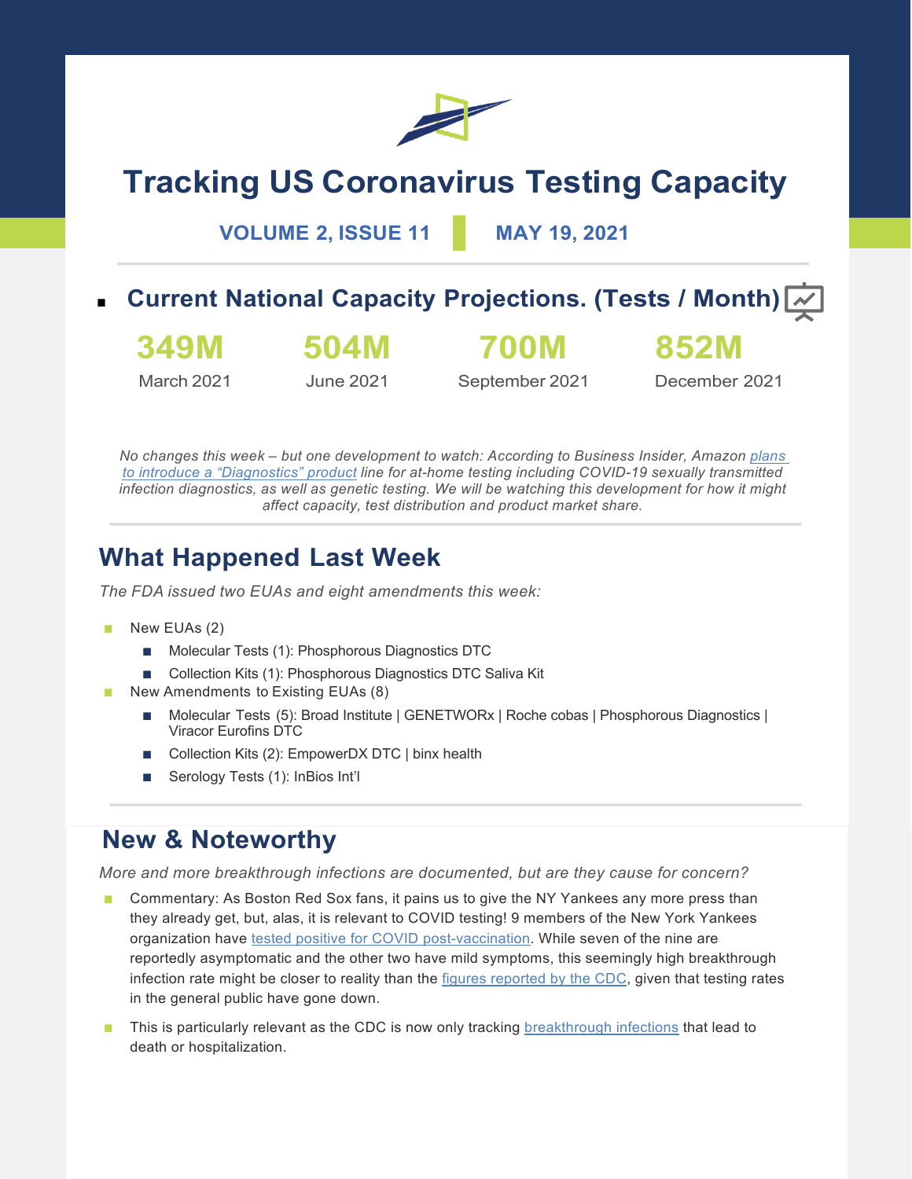# Tracking US Coronavirus Testing Capacity

**VOLUME 2, ISSUE 11** | **MAY 19, 2021**

- ## Current National Capacity Projections. (Tests / Month)

| 349M | 504M | 700M | 852M |
|---|---|---|---|
| March 2021 | June 2021 | September 2021 | December 2021 |

*No changes this week – but one development to watch: According to Business Insider, Amazon plans to introduce a "Diagnostics" product line for at-home testing including COVID-19 sexually transmitted infection diagnostics, as well as genetic testing. We will be watching this development for how it might affect capacity, test distribution and product market share.*

## What Happened Last Week

*The FDA issued two EUAs and eight amendments this week:*

- New EUAs (2)
  - Molecular Tests (1): Phosphorous Diagnostics DTC
  - Collection Kits (1): Phosphorous Diagnostics DTC Saliva Kit
- New Amendments to Existing EUAs (8)
  - Molecular Tests (5): Broad Institute | GENETWORx | Roche cobas | Phosphorous Diagnostics | Viracor Eurofins DTC
  - Collection Kits (2): EmpowerDX DTC | binx health
  - Serology Tests (1): InBios Int'l

## New & Noteworthy

*More and more breakthrough infections are documented, but are they cause for concern?*

- Commentary: As Boston Red Sox fans, it pains us to give the NY Yankees any more press than they already get, but, alas, it is relevant to COVID testing! 9 members of the New York Yankees organization have tested positive for COVID post-vaccination. While seven of the nine are reportedly asymptomatic and the other two have mild symptoms, this seemingly high breakthrough infection rate might be closer to reality than the figures reported by the CDC, given that testing rates in the general public have gone down.
- This is particularly relevant as the CDC is now only tracking breakthrough infections that lead to death or hospitalization.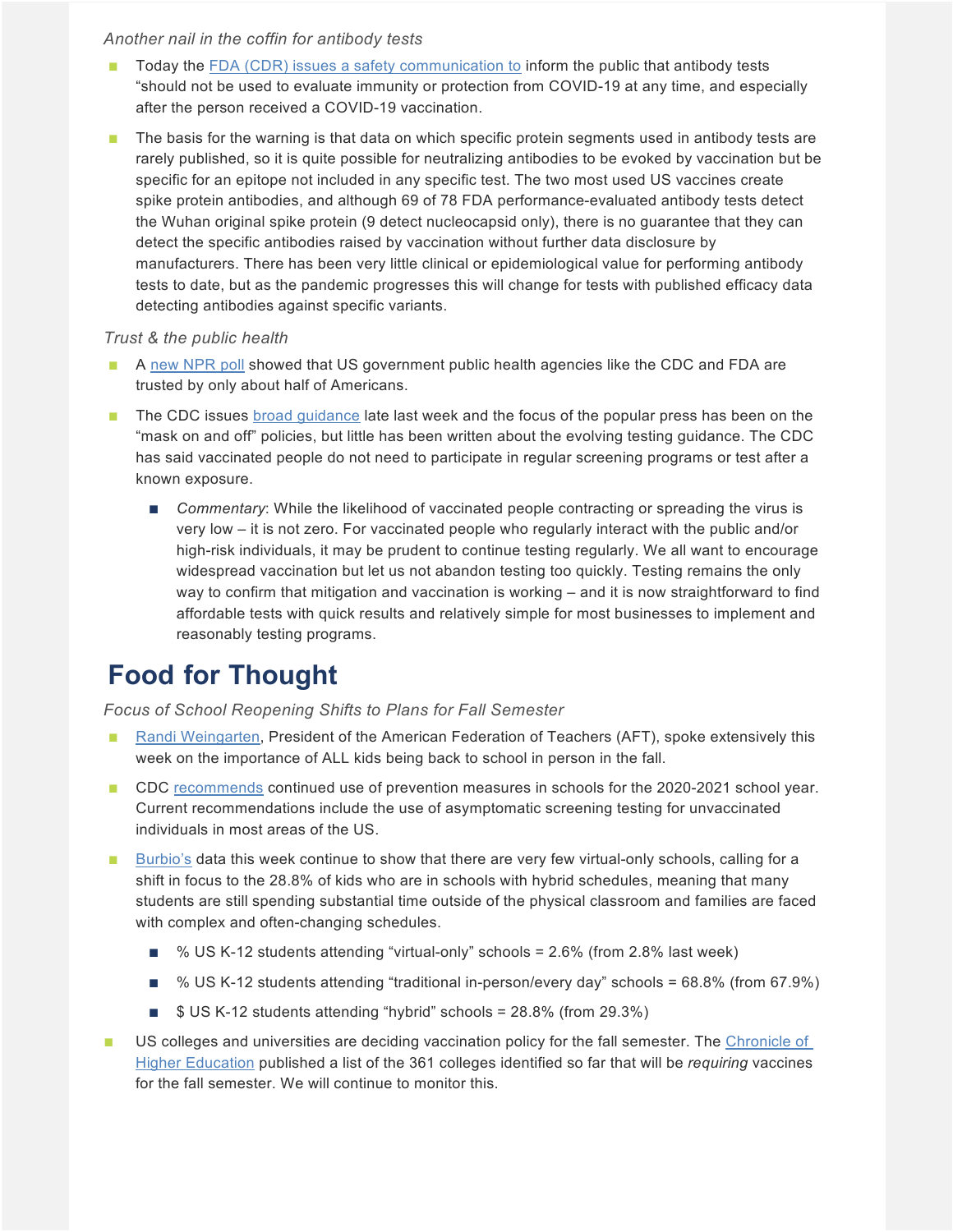*Another nail in the coffin for antibody tests*

- Today the [FDA (CDR) issues a safety communication to](#) inform the public that antibody tests "should not be used to evaluate immunity or protection from COVID-19 at any time, and especially after the person received a COVID-19 vaccination.
- The basis for the warning is that data on which specific protein segments used in antibody tests are rarely published, so it is quite possible for neutralizing antibodies to be evoked by vaccination but be specific for an epitope not included in any specific test. The two most used US vaccines create spike protein antibodies, and although 69 of 78 FDA performance-evaluated antibody tests detect the Wuhan original spike protein (9 detect nucleocapsid only), there is no guarantee that they can detect the specific antibodies raised by vaccination without further data disclosure by manufacturers. There has been very little clinical or epidemiological value for performing antibody tests to date, but as the pandemic progresses this will change for tests with published efficacy data detecting antibodies against specific variants.

*Trust & the public health*

- A [new NPR poll](#) showed that US government public health agencies like the CDC and FDA are trusted by only about half of Americans.
- The CDC issues [broad guidance](#) late last week and the focus of the popular press has been on the "mask on and off" policies, but little has been written about the evolving testing guidance. The CDC has said vaccinated people do not need to participate in regular screening programs or test after a known exposure.
  - *Commentary*: While the likelihood of vaccinated people contracting or spreading the virus is very low – it is not zero. For vaccinated people who regularly interact with the public and/or high-risk individuals, it may be prudent to continue testing regularly. We all want to encourage widespread vaccination but let us not abandon testing too quickly. Testing remains the only way to confirm that mitigation and vaccination is working – and it is now straightforward to find affordable tests with quick results and relatively simple for most businesses to implement and reasonably testing programs.

# Food for Thought

*Focus of School Reopening Shifts to Plans for Fall Semester*

- [Randi Weingarten](#), President of the American Federation of Teachers (AFT), spoke extensively this week on the importance of ALL kids being back to school in person in the fall.
- CDC [recommends](#) continued use of prevention measures in schools for the 2020-2021 school year. Current recommendations include the use of asymptomatic screening testing for unvaccinated individuals in most areas of the US.
- [Burbio's](#) data this week continue to show that there are very few virtual-only schools, calling for a shift in focus to the 28.8% of kids who are in schools with hybrid schedules, meaning that many students are still spending substantial time outside of the physical classroom and families are faced with complex and often-changing schedules.
  - % US K-12 students attending "virtual-only" schools = 2.6% (from 2.8% last week)
  - % US K-12 students attending "traditional in-person/every day" schools = 68.8% (from 67.9%)
  - $ US K-12 students attending "hybrid" schools = 28.8% (from 29.3%)
- US colleges and universities are deciding vaccination policy for the fall semester. The [Chronicle of Higher Education](#) published a list of the 361 colleges identified so far that will be *requiring* vaccines for the fall semester. We will continue to monitor this.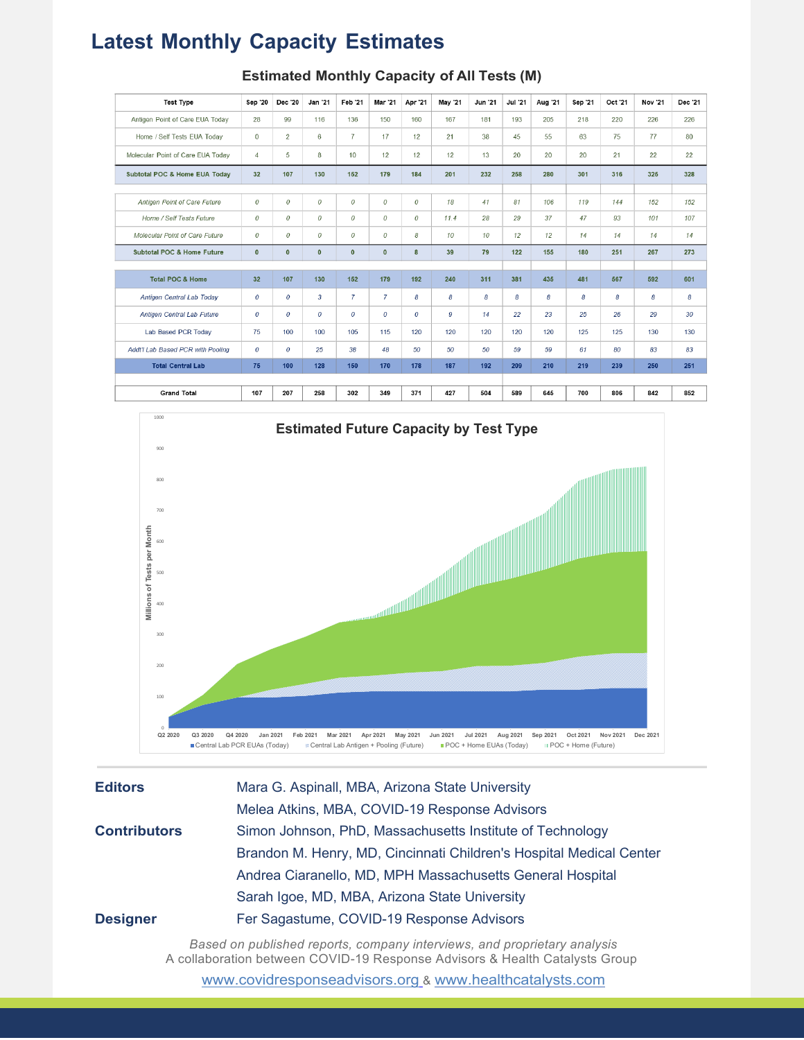# Latest Monthly Capacity Estimates

## Estimated Monthly Capacity of All Tests (M)

| Test Type | Sep '20 | Dec '20 | Jan '21 | Feb '21 | Mar '21 | Apr '21 | May '21 | Jun '21 | Jul '21 | Aug '21 | Sep '21 | Oct '21 | Nov '21 | Dec '21 |
|---|---|---|---|---|---|---|---|---|---|---|---|---|---|---|
| Antigen Point of Care EUA Today | 28 | 99 | 116 | 136 | 150 | 160 | 167 | 181 | 193 | 205 | 218 | 220 | 226 | 226 |
| Home / Self Tests EUA Today | 0 | 2 | 6 | 7 | 17 | 12 | 21 | 38 | 45 | 55 | 63 | 75 | 77 | 80 |
| Molecular Point of Care EUA Today | 4 | 5 | 8 | 10 | 12 | 12 | 12 | 13 | 20 | 20 | 20 | 21 | 22 | 22 |
| **Subtotal POC & Home EUA Today** | **32** | **107** | **130** | **152** | **179** | **184** | **201** | **232** | **258** | **280** | **301** | **316** | **325** | **328** |
| *Antigen Point of Care Future* | *0* | *0* | *0* | *0* | *0* | *0* | *18* | *41* | *81* | *106* | *119* | *144* | *152* | *152* |
| *Home / Self Tests Future* | *0* | *0* | *0* | *0* | *0* | *0* | *11.4* | *28* | *29* | *37* | *47* | *93* | *101* | *107* |
| *Molecular Point of Care Future* | *0* | *0* | *0* | *0* | *0* | *8* | *10* | *10* | *12* | *12* | *14* | *14* | *14* | *14* |
| **Subtotal POC & Home Future** | **0** | **0** | **0** | **0** | **0** | **8** | **39** | **79** | **122** | **155** | **180** | **251** | **267** | **273** |
| **Total POC & Home** | **32** | **107** | **130** | **152** | **179** | **192** | **240** | **311** | **381** | **435** | **481** | **567** | **592** | **601** |
| *Antigen Central Lab Today* | *0* | *0* | *3* | *7* | *7* | *8* | *8* | *8* | *8* | *8* | *8* | *8* | *8* | *8* |
| *Antigen Central Lab Future* | *0* | *0* | *0* | *0* | *0* | *0* | *9* | *14* | *22* | *23* | *25* | *26* | *29* | *30* |
| Lab Based PCR Today | 75 | 100 | 100 | 105 | 115 | 120 | 120 | 120 | 120 | 120 | 125 | 125 | 130 | 130 |
| *Addt'l Lab Based PCR with Pooling* | *0* | *0* | *25* | *38* | *48* | *50* | *50* | *50* | *59* | *59* | *61* | *80* | *83* | *83* |
| **Total Central Lab** | **75** | **100** | **128** | **150** | **170** | **178** | **187** | **192** | **209** | **210** | **219** | **239** | **250** | **251** |
| **Grand Total** | **107** | **207** | **258** | **302** | **349** | **371** | **427** | **504** | **589** | **645** | **700** | **806** | **842** | **852** |

Estimated Future Capacity by Test Type

Millions of Tests per Month

0
100
200
300
400
500
600
700
800
900
1000

Q2 2020 Q3 2020 Q4 2020 Jan 2021 Feb 2021 Mar 2021 Apr 2021 May 2021 Jun 2021 Jul 2021 Aug 2021 Sep 2021 Oct 2021 Nov 2021 Dec 2021

Central Lab PCR EUAs (Today) · Central Lab Antigen + Pooling (Future) · POC + Home EUAs (Today) · POC + Home (Future)

---

**Editors** Mara G. Aspinall, MBA, Arizona State University
Melea Atkins, MBA, COVID-19 Response Advisors

**Contributors** Simon Johnson, PhD, Massachusetts Institute of Technology
Brandon M. Henry, MD, Cincinnati Children's Hospital Medical Center
Andrea Ciaranello, MD, MPH Massachusetts General Hospital
Sarah Igoe, MD, MBA, Arizona State University

**Designer** Fer Sagastume, COVID-19 Response Advisors

*Based on published reports, company interviews, and proprietary analysis*
A collaboration between COVID-19 Response Advisors & Health Catalysts Group

www.covidresponseadvisors.org & www.healthcatalysts.com